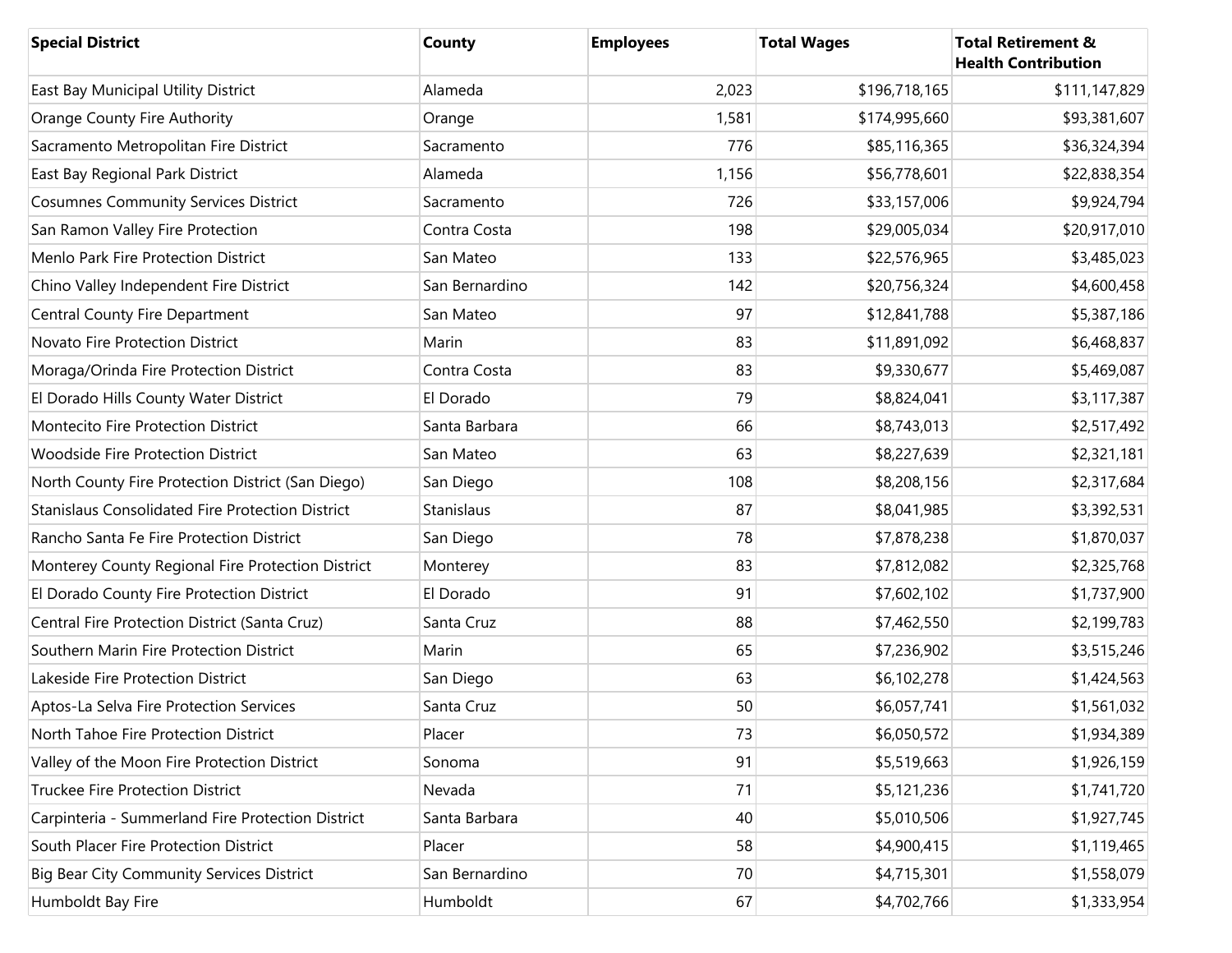| Special District | County | Employees | Total Wages | Total Retirement & Health Contribution |
| --- | --- | --- | --- | --- |
| East Bay Municipal Utility District | Alameda | 2,023 | $196,718,165 | $111,147,829 |
| Orange County Fire Authority | Orange | 1,581 | $174,995,660 | $93,381,607 |
| Sacramento Metropolitan Fire District | Sacramento | 776 | $85,116,365 | $36,324,394 |
| East Bay Regional Park District | Alameda | 1,156 | $56,778,601 | $22,838,354 |
| Cosumnes Community Services District | Sacramento | 726 | $33,157,006 | $9,924,794 |
| San Ramon Valley Fire Protection | Contra Costa | 198 | $29,005,034 | $20,917,010 |
| Menlo Park Fire Protection District | San Mateo | 133 | $22,576,965 | $3,485,023 |
| Chino Valley Independent Fire District | San Bernardino | 142 | $20,756,324 | $4,600,458 |
| Central County Fire Department | San Mateo | 97 | $12,841,788 | $5,387,186 |
| Novato Fire Protection District | Marin | 83 | $11,891,092 | $6,468,837 |
| Moraga/Orinda Fire Protection District | Contra Costa | 83 | $9,330,677 | $5,469,087 |
| El Dorado Hills County Water District | El Dorado | 79 | $8,824,041 | $3,117,387 |
| Montecito Fire Protection District | Santa Barbara | 66 | $8,743,013 | $2,517,492 |
| Woodside Fire Protection District | San Mateo | 63 | $8,227,639 | $2,321,181 |
| North County Fire Protection District (San Diego) | San Diego | 108 | $8,208,156 | $2,317,684 |
| Stanislaus Consolidated Fire Protection District | Stanislaus | 87 | $8,041,985 | $3,392,531 |
| Rancho Santa Fe Fire Protection District | San Diego | 78 | $7,878,238 | $1,870,037 |
| Monterey County Regional Fire Protection District | Monterey | 83 | $7,812,082 | $2,325,768 |
| El Dorado County Fire Protection District | El Dorado | 91 | $7,602,102 | $1,737,900 |
| Central Fire Protection District (Santa Cruz) | Santa Cruz | 88 | $7,462,550 | $2,199,783 |
| Southern Marin Fire Protection District | Marin | 65 | $7,236,902 | $3,515,246 |
| Lakeside Fire Protection District | San Diego | 63 | $6,102,278 | $1,424,563 |
| Aptos-La Selva Fire Protection Services | Santa Cruz | 50 | $6,057,741 | $1,561,032 |
| North Tahoe Fire Protection District | Placer | 73 | $6,050,572 | $1,934,389 |
| Valley of the Moon Fire Protection District | Sonoma | 91 | $5,519,663 | $1,926,159 |
| Truckee Fire Protection District | Nevada | 71 | $5,121,236 | $1,741,720 |
| Carpinteria - Summerland Fire Protection District | Santa Barbara | 40 | $5,010,506 | $1,927,745 |
| South Placer Fire Protection District | Placer | 58 | $4,900,415 | $1,119,465 |
| Big Bear City Community Services District | San Bernardino | 70 | $4,715,301 | $1,558,079 |
| Humboldt Bay Fire | Humboldt | 67 | $4,702,766 | $1,333,954 |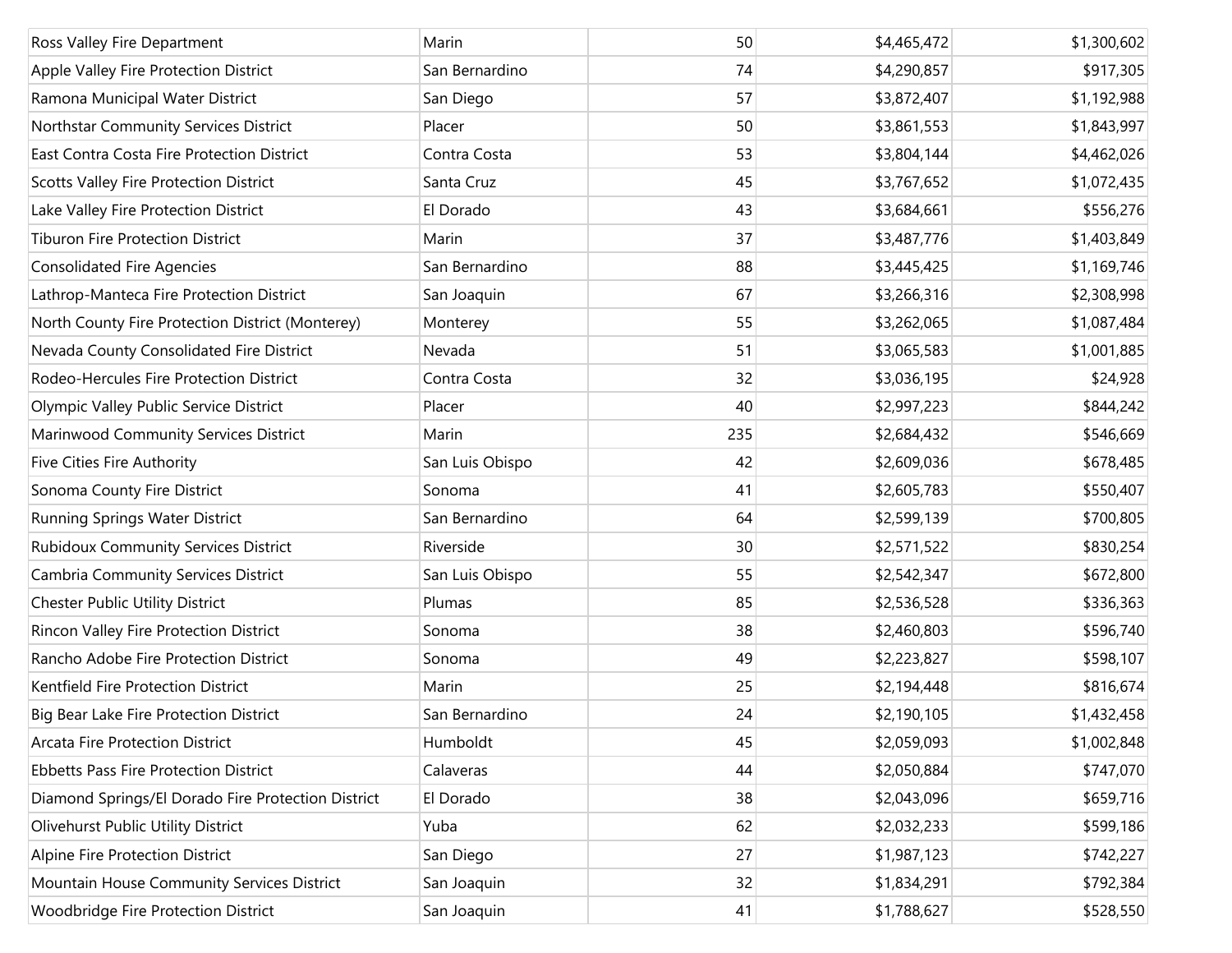| | | | | |
|---|---|---|---|---|
| Ross Valley Fire Department | Marin | 50 | $4,465,472 | $1,300,602 |
| Apple Valley Fire Protection District | San Bernardino | 74 | $4,290,857 | $917,305 |
| Ramona Municipal Water District | San Diego | 57 | $3,872,407 | $1,192,988 |
| Northstar Community Services District | Placer | 50 | $3,861,553 | $1,843,997 |
| East Contra Costa Fire Protection District | Contra Costa | 53 | $3,804,144 | $4,462,026 |
| Scotts Valley Fire Protection District | Santa Cruz | 45 | $3,767,652 | $1,072,435 |
| Lake Valley Fire Protection District | El Dorado | 43 | $3,684,661 | $556,276 |
| Tiburon Fire Protection District | Marin | 37 | $3,487,776 | $1,403,849 |
| Consolidated Fire Agencies | San Bernardino | 88 | $3,445,425 | $1,169,746 |
| Lathrop-Manteca Fire Protection District | San Joaquin | 67 | $3,266,316 | $2,308,998 |
| North County Fire Protection District (Monterey) | Monterey | 55 | $3,262,065 | $1,087,484 |
| Nevada County Consolidated Fire District | Nevada | 51 | $3,065,583 | $1,001,885 |
| Rodeo-Hercules Fire Protection District | Contra Costa | 32 | $3,036,195 | $24,928 |
| Olympic Valley Public Service District | Placer | 40 | $2,997,223 | $844,242 |
| Marinwood Community Services District | Marin | 235 | $2,684,432 | $546,669 |
| Five Cities Fire Authority | San Luis Obispo | 42 | $2,609,036 | $678,485 |
| Sonoma County Fire District | Sonoma | 41 | $2,605,783 | $550,407 |
| Running Springs Water District | San Bernardino | 64 | $2,599,139 | $700,805 |
| Rubidoux Community Services District | Riverside | 30 | $2,571,522 | $830,254 |
| Cambria Community Services District | San Luis Obispo | 55 | $2,542,347 | $672,800 |
| Chester Public Utility District | Plumas | 85 | $2,536,528 | $336,363 |
| Rincon Valley Fire Protection District | Sonoma | 38 | $2,460,803 | $596,740 |
| Rancho Adobe Fire Protection District | Sonoma | 49 | $2,223,827 | $598,107 |
| Kentfield Fire Protection District | Marin | 25 | $2,194,448 | $816,674 |
| Big Bear Lake Fire Protection District | San Bernardino | 24 | $2,190,105 | $1,432,458 |
| Arcata Fire Protection District | Humboldt | 45 | $2,059,093 | $1,002,848 |
| Ebbetts Pass Fire Protection District | Calaveras | 44 | $2,050,884 | $747,070 |
| Diamond Springs/El Dorado Fire Protection District | El Dorado | 38 | $2,043,096 | $659,716 |
| Olivehurst Public Utility District | Yuba | 62 | $2,032,233 | $599,186 |
| Alpine Fire Protection District | San Diego | 27 | $1,987,123 | $742,227 |
| Mountain House Community Services District | San Joaquin | 32 | $1,834,291 | $792,384 |
| Woodbridge Fire Protection District | San Joaquin | 41 | $1,788,627 | $528,550 |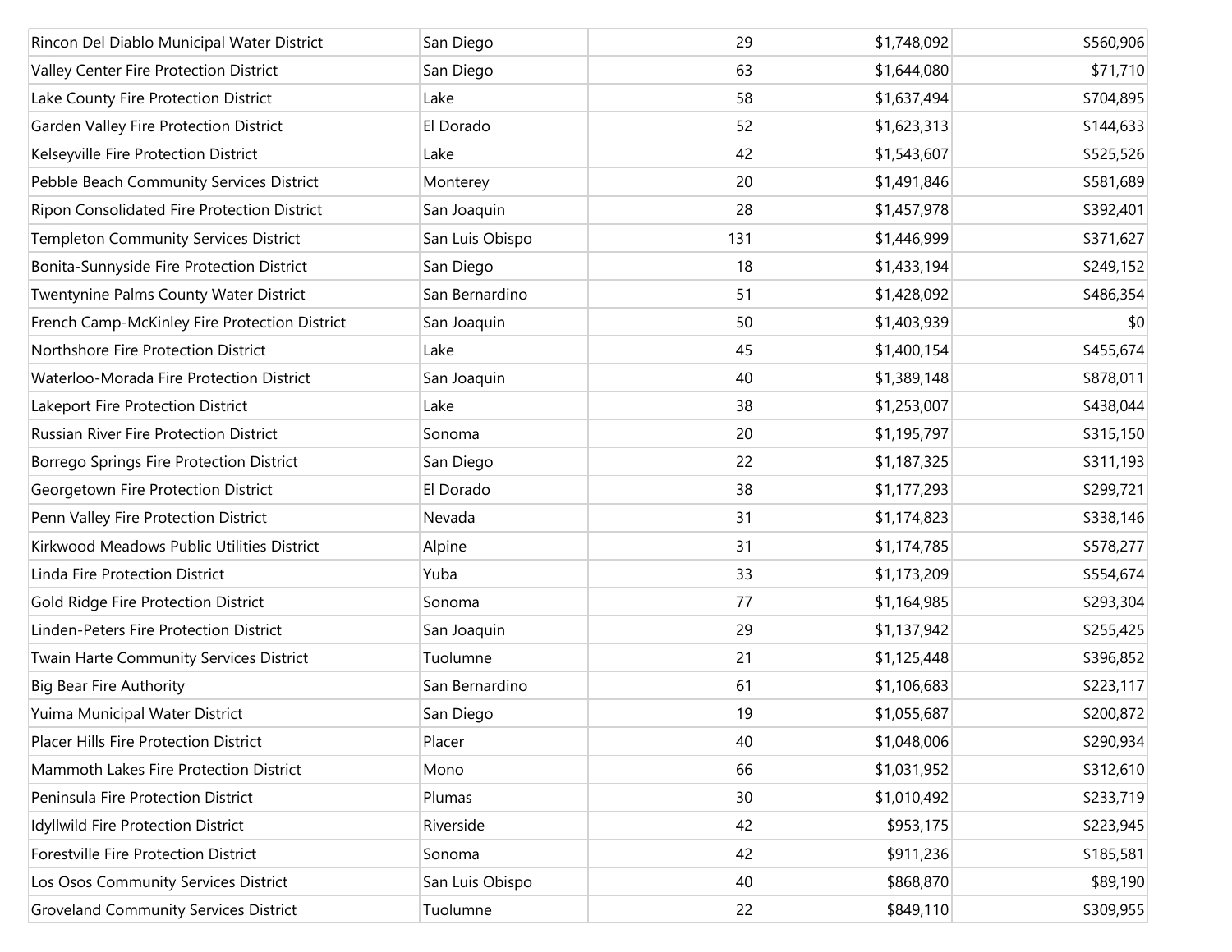| | | | | |
|---|---|---|---|---|
| Rincon Del Diablo Municipal Water District | San Diego | 29 | $1,748,092 | $560,906 |
| Valley Center Fire Protection District | San Diego | 63 | $1,644,080 | $71,710 |
| Lake County Fire Protection District | Lake | 58 | $1,637,494 | $704,895 |
| Garden Valley Fire Protection District | El Dorado | 52 | $1,623,313 | $144,633 |
| Kelseyville Fire Protection District | Lake | 42 | $1,543,607 | $525,526 |
| Pebble Beach Community Services District | Monterey | 20 | $1,491,846 | $581,689 |
| Ripon Consolidated Fire Protection District | San Joaquin | 28 | $1,457,978 | $392,401 |
| Templeton Community Services District | San Luis Obispo | 131 | $1,446,999 | $371,627 |
| Bonita-Sunnyside Fire Protection District | San Diego | 18 | $1,433,194 | $249,152 |
| Twentynine Palms County Water District | San Bernardino | 51 | $1,428,092 | $486,354 |
| French Camp-McKinley Fire Protection District | San Joaquin | 50 | $1,403,939 | $0 |
| Northshore Fire Protection District | Lake | 45 | $1,400,154 | $455,674 |
| Waterloo-Morada Fire Protection District | San Joaquin | 40 | $1,389,148 | $878,011 |
| Lakeport Fire Protection District | Lake | 38 | $1,253,007 | $438,044 |
| Russian River Fire Protection District | Sonoma | 20 | $1,195,797 | $315,150 |
| Borrego Springs Fire Protection District | San Diego | 22 | $1,187,325 | $311,193 |
| Georgetown Fire Protection District | El Dorado | 38 | $1,177,293 | $299,721 |
| Penn Valley Fire Protection District | Nevada | 31 | $1,174,823 | $338,146 |
| Kirkwood Meadows Public Utilities District | Alpine | 31 | $1,174,785 | $578,277 |
| Linda Fire Protection District | Yuba | 33 | $1,173,209 | $554,674 |
| Gold Ridge Fire Protection District | Sonoma | 77 | $1,164,985 | $293,304 |
| Linden-Peters Fire Protection District | San Joaquin | 29 | $1,137,942 | $255,425 |
| Twain Harte Community Services District | Tuolumne | 21 | $1,125,448 | $396,852 |
| Big Bear Fire Authority | San Bernardino | 61 | $1,106,683 | $223,117 |
| Yuima Municipal Water District | San Diego | 19 | $1,055,687 | $200,872 |
| Placer Hills Fire Protection District | Placer | 40 | $1,048,006 | $290,934 |
| Mammoth Lakes Fire Protection District | Mono | 66 | $1,031,952 | $312,610 |
| Peninsula Fire Protection District | Plumas | 30 | $1,010,492 | $233,719 |
| Idyllwild Fire Protection District | Riverside | 42 | $953,175 | $223,945 |
| Forestville Fire Protection District | Sonoma | 42 | $911,236 | $185,581 |
| Los Osos Community Services District | San Luis Obispo | 40 | $868,870 | $89,190 |
| Groveland Community Services District | Tuolumne | 22 | $849,110 | $309,955 |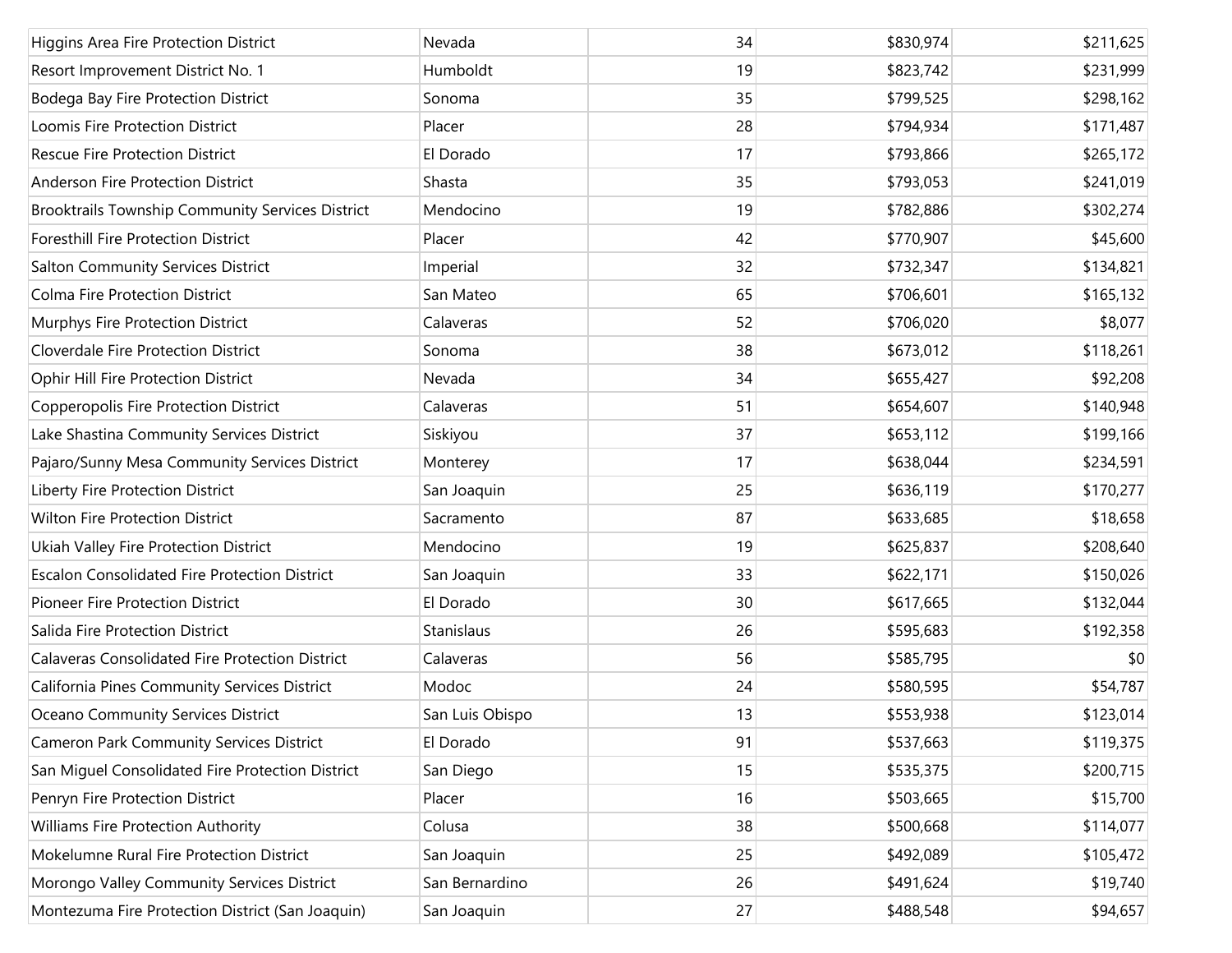| | | | | |
|---|---|---|---|---|
| Higgins Area Fire Protection District | Nevada | 34 | $830,974 | $211,625 |
| Resort Improvement District No. 1 | Humboldt | 19 | $823,742 | $231,999 |
| Bodega Bay Fire Protection District | Sonoma | 35 | $799,525 | $298,162 |
| Loomis Fire Protection District | Placer | 28 | $794,934 | $171,487 |
| Rescue Fire Protection District | El Dorado | 17 | $793,866 | $265,172 |
| Anderson Fire Protection District | Shasta | 35 | $793,053 | $241,019 |
| Brooktrails Township Community Services District | Mendocino | 19 | $782,886 | $302,274 |
| Foresthill Fire Protection District | Placer | 42 | $770,907 | $45,600 |
| Salton Community Services District | Imperial | 32 | $732,347 | $134,821 |
| Colma Fire Protection District | San Mateo | 65 | $706,601 | $165,132 |
| Murphys Fire Protection District | Calaveras | 52 | $706,020 | $8,077 |
| Cloverdale Fire Protection District | Sonoma | 38 | $673,012 | $118,261 |
| Ophir Hill Fire Protection District | Nevada | 34 | $655,427 | $92,208 |
| Copperopolis Fire Protection District | Calaveras | 51 | $654,607 | $140,948 |
| Lake Shastina Community Services District | Siskiyou | 37 | $653,112 | $199,166 |
| Pajaro/Sunny Mesa Community Services District | Monterey | 17 | $638,044 | $234,591 |
| Liberty Fire Protection District | San Joaquin | 25 | $636,119 | $170,277 |
| Wilton Fire Protection District | Sacramento | 87 | $633,685 | $18,658 |
| Ukiah Valley Fire Protection District | Mendocino | 19 | $625,837 | $208,640 |
| Escalon Consolidated Fire Protection District | San Joaquin | 33 | $622,171 | $150,026 |
| Pioneer Fire Protection District | El Dorado | 30 | $617,665 | $132,044 |
| Salida Fire Protection District | Stanislaus | 26 | $595,683 | $192,358 |
| Calaveras Consolidated Fire Protection District | Calaveras | 56 | $585,795 | $0 |
| California Pines Community Services District | Modoc | 24 | $580,595 | $54,787 |
| Oceano Community Services District | San Luis Obispo | 13 | $553,938 | $123,014 |
| Cameron Park Community Services District | El Dorado | 91 | $537,663 | $119,375 |
| San Miguel Consolidated Fire Protection District | San Diego | 15 | $535,375 | $200,715 |
| Penryn Fire Protection District | Placer | 16 | $503,665 | $15,700 |
| Williams Fire Protection Authority | Colusa | 38 | $500,668 | $114,077 |
| Mokelumne Rural Fire Protection District | San Joaquin | 25 | $492,089 | $105,472 |
| Morongo Valley Community Services District | San Bernardino | 26 | $491,624 | $19,740 |
| Montezuma Fire Protection District (San Joaquin) | San Joaquin | 27 | $488,548 | $94,657 |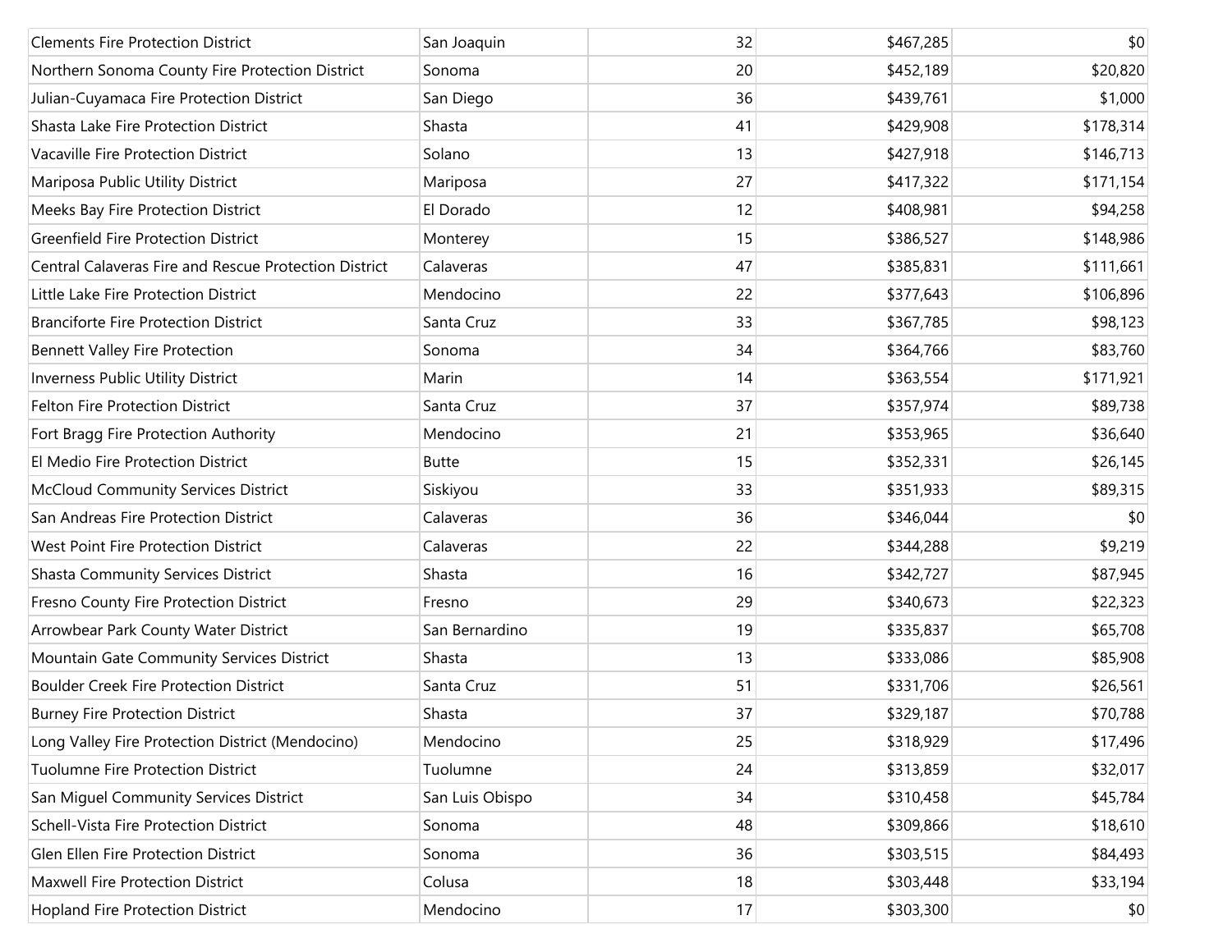| | | | | |
|---|---|---|---|---|
| Clements Fire Protection District | San Joaquin | 32 | $467,285 | $0 |
| Northern Sonoma County Fire Protection District | Sonoma | 20 | $452,189 | $20,820 |
| Julian-Cuyamaca Fire Protection District | San Diego | 36 | $439,761 | $1,000 |
| Shasta Lake Fire Protection District | Shasta | 41 | $429,908 | $178,314 |
| Vacaville Fire Protection District | Solano | 13 | $427,918 | $146,713 |
| Mariposa Public Utility District | Mariposa | 27 | $417,322 | $171,154 |
| Meeks Bay Fire Protection District | El Dorado | 12 | $408,981 | $94,258 |
| Greenfield Fire Protection District | Monterey | 15 | $386,527 | $148,986 |
| Central Calaveras Fire and Rescue Protection District | Calaveras | 47 | $385,831 | $111,661 |
| Little Lake Fire Protection District | Mendocino | 22 | $377,643 | $106,896 |
| Branciforte Fire Protection District | Santa Cruz | 33 | $367,785 | $98,123 |
| Bennett Valley Fire Protection | Sonoma | 34 | $364,766 | $83,760 |
| Inverness Public Utility District | Marin | 14 | $363,554 | $171,921 |
| Felton Fire Protection District | Santa Cruz | 37 | $357,974 | $89,738 |
| Fort Bragg Fire Protection Authority | Mendocino | 21 | $353,965 | $36,640 |
| El Medio Fire Protection District | Butte | 15 | $352,331 | $26,145 |
| McCloud Community Services District | Siskiyou | 33 | $351,933 | $89,315 |
| San Andreas Fire Protection District | Calaveras | 36 | $346,044 | $0 |
| West Point Fire Protection District | Calaveras | 22 | $344,288 | $9,219 |
| Shasta Community Services District | Shasta | 16 | $342,727 | $87,945 |
| Fresno County Fire Protection District | Fresno | 29 | $340,673 | $22,323 |
| Arrowbear Park County Water District | San Bernardino | 19 | $335,837 | $65,708 |
| Mountain Gate Community Services District | Shasta | 13 | $333,086 | $85,908 |
| Boulder Creek Fire Protection District | Santa Cruz | 51 | $331,706 | $26,561 |
| Burney Fire Protection District | Shasta | 37 | $329,187 | $70,788 |
| Long Valley Fire Protection District (Mendocino) | Mendocino | 25 | $318,929 | $17,496 |
| Tuolumne Fire Protection District | Tuolumne | 24 | $313,859 | $32,017 |
| San Miguel Community Services District | San Luis Obispo | 34 | $310,458 | $45,784 |
| Schell-Vista Fire Protection District | Sonoma | 48 | $309,866 | $18,610 |
| Glen Ellen Fire Protection District | Sonoma | 36 | $303,515 | $84,493 |
| Maxwell Fire Protection District | Colusa | 18 | $303,448 | $33,194 |
| Hopland Fire Protection District | Mendocino | 17 | $303,300 | $0 |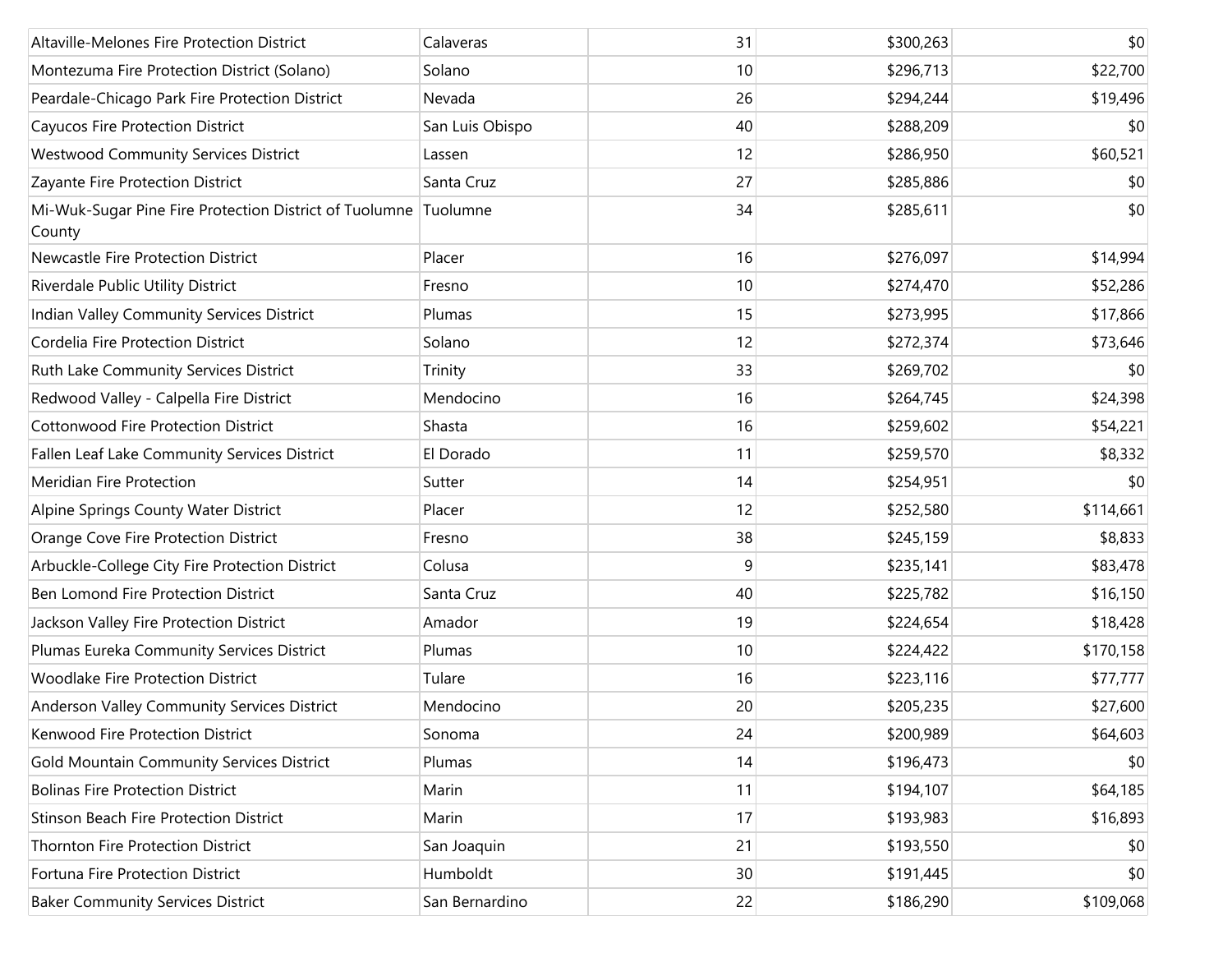| | | | | |
|---|---|---|---|---|
| Altaville-Melones Fire Protection District | Calaveras | 31 | $300,263 | $0 |
| Montezuma Fire Protection District (Solano) | Solano | 10 | $296,713 | $22,700 |
| Peardale-Chicago Park Fire Protection District | Nevada | 26 | $294,244 | $19,496 |
| Cayucos Fire Protection District | San Luis Obispo | 40 | $288,209 | $0 |
| Westwood Community Services District | Lassen | 12 | $286,950 | $60,521 |
| Zayante Fire Protection District | Santa Cruz | 27 | $285,886 | $0 |
| Mi-Wuk-Sugar Pine Fire Protection District of Tuolumne County | Tuolumne | 34 | $285,611 | $0 |
| Newcastle Fire Protection District | Placer | 16 | $276,097 | $14,994 |
| Riverdale Public Utility District | Fresno | 10 | $274,470 | $52,286 |
| Indian Valley Community Services District | Plumas | 15 | $273,995 | $17,866 |
| Cordelia Fire Protection District | Solano | 12 | $272,374 | $73,646 |
| Ruth Lake Community Services District | Trinity | 33 | $269,702 | $0 |
| Redwood Valley - Calpella Fire District | Mendocino | 16 | $264,745 | $24,398 |
| Cottonwood Fire Protection District | Shasta | 16 | $259,602 | $54,221 |
| Fallen Leaf Lake Community Services District | El Dorado | 11 | $259,570 | $8,332 |
| Meridian Fire Protection | Sutter | 14 | $254,951 | $0 |
| Alpine Springs County Water District | Placer | 12 | $252,580 | $114,661 |
| Orange Cove Fire Protection District | Fresno | 38 | $245,159 | $8,833 |
| Arbuckle-College City Fire Protection District | Colusa | 9 | $235,141 | $83,478 |
| Ben Lomond Fire Protection District | Santa Cruz | 40 | $225,782 | $16,150 |
| Jackson Valley Fire Protection District | Amador | 19 | $224,654 | $18,428 |
| Plumas Eureka Community Services District | Plumas | 10 | $224,422 | $170,158 |
| Woodlake Fire Protection District | Tulare | 16 | $223,116 | $77,777 |
| Anderson Valley Community Services District | Mendocino | 20 | $205,235 | $27,600 |
| Kenwood Fire Protection District | Sonoma | 24 | $200,989 | $64,603 |
| Gold Mountain Community Services District | Plumas | 14 | $196,473 | $0 |
| Bolinas Fire Protection District | Marin | 11 | $194,107 | $64,185 |
| Stinson Beach Fire Protection District | Marin | 17 | $193,983 | $16,893 |
| Thornton Fire Protection District | San Joaquin | 21 | $193,550 | $0 |
| Fortuna Fire Protection District | Humboldt | 30 | $191,445 | $0 |
| Baker Community Services District | San Bernardino | 22 | $186,290 | $109,068 |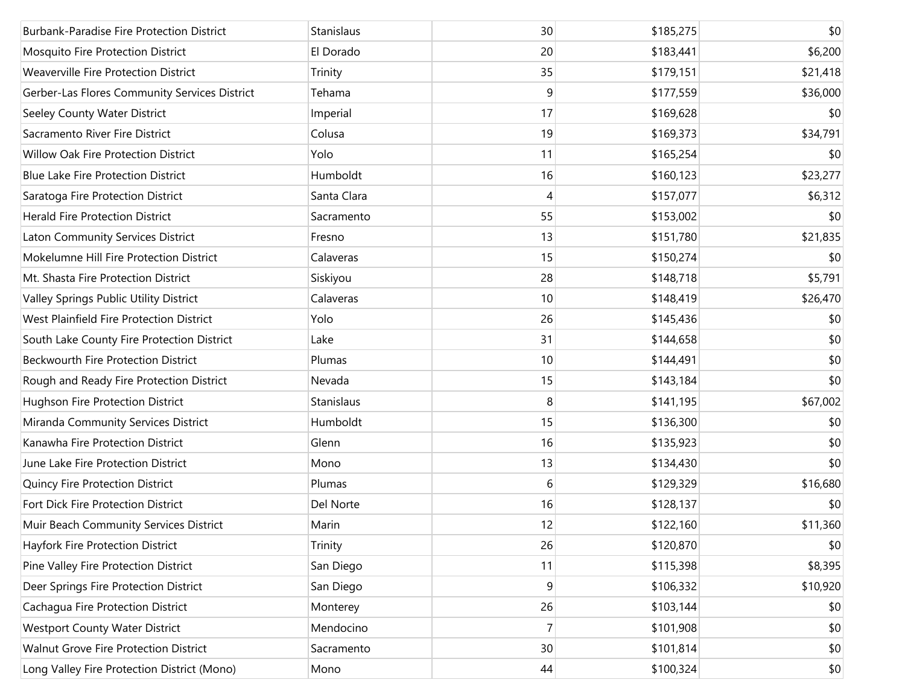| | | | | |
|---|---|---|---|---|
| Burbank-Paradise Fire Protection District | Stanislaus | 30 | $185,275 | $0 |
| Mosquito Fire Protection District | El Dorado | 20 | $183,441 | $6,200 |
| Weaverville Fire Protection District | Trinity | 35 | $179,151 | $21,418 |
| Gerber-Las Flores Community Services District | Tehama | 9 | $177,559 | $36,000 |
| Seeley County Water District | Imperial | 17 | $169,628 | $0 |
| Sacramento River Fire District | Colusa | 19 | $169,373 | $34,791 |
| Willow Oak Fire Protection District | Yolo | 11 | $165,254 | $0 |
| Blue Lake Fire Protection District | Humboldt | 16 | $160,123 | $23,277 |
| Saratoga Fire Protection District | Santa Clara | 4 | $157,077 | $6,312 |
| Herald Fire Protection District | Sacramento | 55 | $153,002 | $0 |
| Laton Community Services District | Fresno | 13 | $151,780 | $21,835 |
| Mokelumne Hill Fire Protection District | Calaveras | 15 | $150,274 | $0 |
| Mt. Shasta Fire Protection District | Siskiyou | 28 | $148,718 | $5,791 |
| Valley Springs Public Utility District | Calaveras | 10 | $148,419 | $26,470 |
| West Plainfield Fire Protection District | Yolo | 26 | $145,436 | $0 |
| South Lake County Fire Protection District | Lake | 31 | $144,658 | $0 |
| Beckwourth Fire Protection District | Plumas | 10 | $144,491 | $0 |
| Rough and Ready Fire Protection District | Nevada | 15 | $143,184 | $0 |
| Hughson Fire Protection District | Stanislaus | 8 | $141,195 | $67,002 |
| Miranda Community Services District | Humboldt | 15 | $136,300 | $0 |
| Kanawha Fire Protection District | Glenn | 16 | $135,923 | $0 |
| June Lake Fire Protection District | Mono | 13 | $134,430 | $0 |
| Quincy Fire Protection District | Plumas | 6 | $129,329 | $16,680 |
| Fort Dick Fire Protection District | Del Norte | 16 | $128,137 | $0 |
| Muir Beach Community Services District | Marin | 12 | $122,160 | $11,360 |
| Hayfork Fire Protection District | Trinity | 26 | $120,870 | $0 |
| Pine Valley Fire Protection District | San Diego | 11 | $115,398 | $8,395 |
| Deer Springs Fire Protection District | San Diego | 9 | $106,332 | $10,920 |
| Cachagua Fire Protection District | Monterey | 26 | $103,144 | $0 |
| Westport County Water District | Mendocino | 7 | $101,908 | $0 |
| Walnut Grove Fire Protection District | Sacramento | 30 | $101,814 | $0 |
| Long Valley Fire Protection District (Mono) | Mono | 44 | $100,324 | $0 |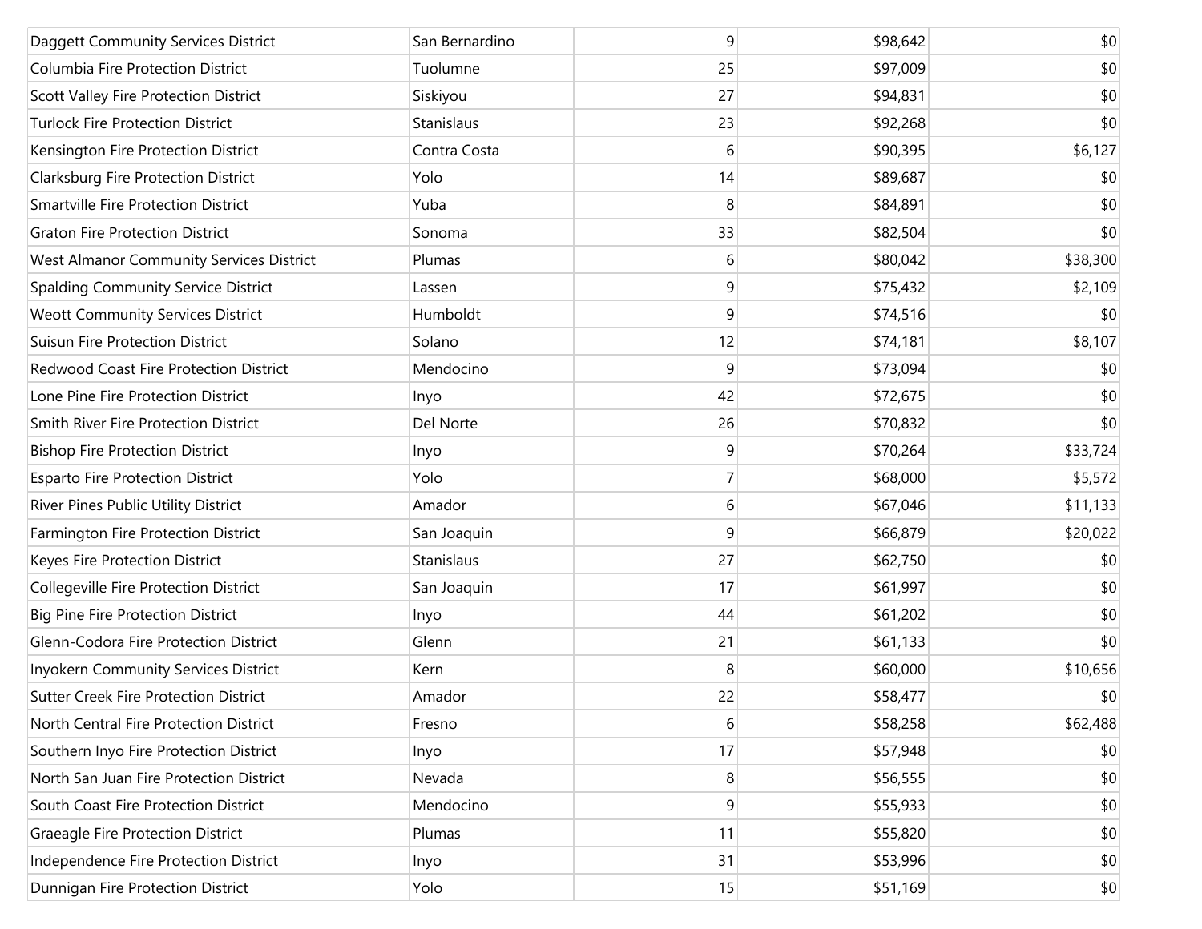| | | | | |
|---|---|---|---|---|
| Daggett Community Services District | San Bernardino | 9 | $98,642 | $0 |
| Columbia Fire Protection District | Tuolumne | 25 | $97,009 | $0 |
| Scott Valley Fire Protection District | Siskiyou | 27 | $94,831 | $0 |
| Turlock Fire Protection District | Stanislaus | 23 | $92,268 | $0 |
| Kensington Fire Protection District | Contra Costa | 6 | $90,395 | $6,127 |
| Clarksburg Fire Protection District | Yolo | 14 | $89,687 | $0 |
| Smartville Fire Protection District | Yuba | 8 | $84,891 | $0 |
| Graton Fire Protection District | Sonoma | 33 | $82,504 | $0 |
| West Almanor Community Services District | Plumas | 6 | $80,042 | $38,300 |
| Spalding Community Service District | Lassen | 9 | $75,432 | $2,109 |
| Weott Community Services District | Humboldt | 9 | $74,516 | $0 |
| Suisun Fire Protection District | Solano | 12 | $74,181 | $8,107 |
| Redwood Coast Fire Protection District | Mendocino | 9 | $73,094 | $0 |
| Lone Pine Fire Protection District | Inyo | 42 | $72,675 | $0 |
| Smith River Fire Protection District | Del Norte | 26 | $70,832 | $0 |
| Bishop Fire Protection District | Inyo | 9 | $70,264 | $33,724 |
| Esparto Fire Protection District | Yolo | 7 | $68,000 | $5,572 |
| River Pines Public Utility District | Amador | 6 | $67,046 | $11,133 |
| Farmington Fire Protection District | San Joaquin | 9 | $66,879 | $20,022 |
| Keyes Fire Protection District | Stanislaus | 27 | $62,750 | $0 |
| Collegeville Fire Protection District | San Joaquin | 17 | $61,997 | $0 |
| Big Pine Fire Protection District | Inyo | 44 | $61,202 | $0 |
| Glenn-Codora Fire Protection District | Glenn | 21 | $61,133 | $0 |
| Inyokern Community Services District | Kern | 8 | $60,000 | $10,656 |
| Sutter Creek Fire Protection District | Amador | 22 | $58,477 | $0 |
| North Central Fire Protection District | Fresno | 6 | $58,258 | $62,488 |
| Southern Inyo Fire Protection District | Inyo | 17 | $57,948 | $0 |
| North San Juan Fire Protection District | Nevada | 8 | $56,555 | $0 |
| South Coast Fire Protection District | Mendocino | 9 | $55,933 | $0 |
| Graeagle Fire Protection District | Plumas | 11 | $55,820 | $0 |
| Independence Fire Protection District | Inyo | 31 | $53,996 | $0 |
| Dunnigan Fire Protection District | Yolo | 15 | $51,169 | $0 |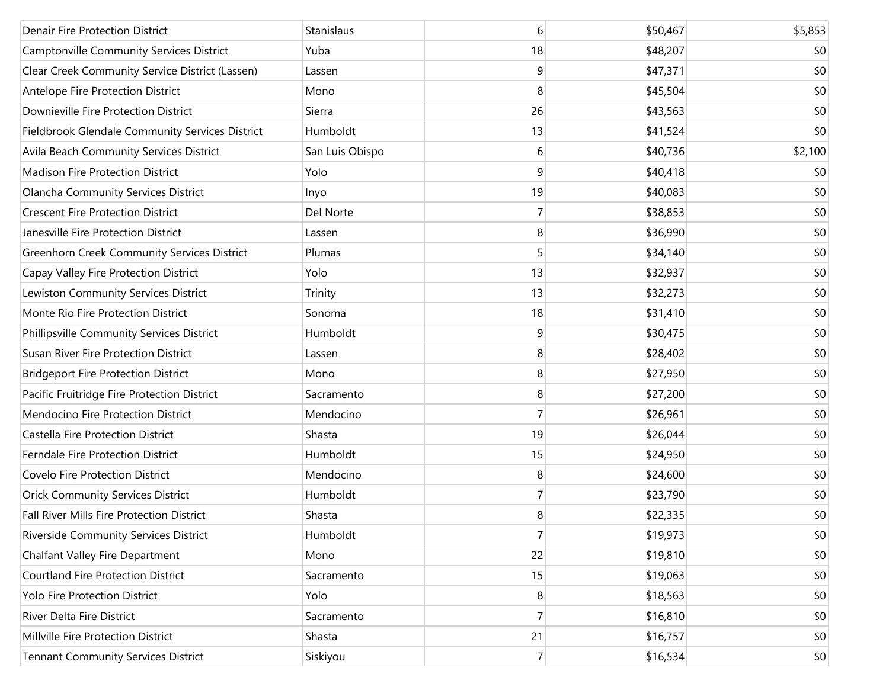| | | | | |
|---|---|---|---|---|
| Denair Fire Protection District | Stanislaus | 6 | $50,467 | $5,853 |
| Camptonville Community Services District | Yuba | 18 | $48,207 | $0 |
| Clear Creek Community Service District (Lassen) | Lassen | 9 | $47,371 | $0 |
| Antelope Fire Protection District | Mono | 8 | $45,504 | $0 |
| Downieville Fire Protection District | Sierra | 26 | $43,563 | $0 |
| Fieldbrook Glendale Community Services District | Humboldt | 13 | $41,524 | $0 |
| Avila Beach Community Services District | San Luis Obispo | 6 | $40,736 | $2,100 |
| Madison Fire Protection District | Yolo | 9 | $40,418 | $0 |
| Olancha Community Services District | Inyo | 19 | $40,083 | $0 |
| Crescent Fire Protection District | Del Norte | 7 | $38,853 | $0 |
| Janesville Fire Protection District | Lassen | 8 | $36,990 | $0 |
| Greenhorn Creek Community Services District | Plumas | 5 | $34,140 | $0 |
| Capay Valley Fire Protection District | Yolo | 13 | $32,937 | $0 |
| Lewiston Community Services District | Trinity | 13 | $32,273 | $0 |
| Monte Rio Fire Protection District | Sonoma | 18 | $31,410 | $0 |
| Phillipsville Community Services District | Humboldt | 9 | $30,475 | $0 |
| Susan River Fire Protection District | Lassen | 8 | $28,402 | $0 |
| Bridgeport Fire Protection District | Mono | 8 | $27,950 | $0 |
| Pacific Fruitridge Fire Protection District | Sacramento | 8 | $27,200 | $0 |
| Mendocino Fire Protection District | Mendocino | 7 | $26,961 | $0 |
| Castella Fire Protection District | Shasta | 19 | $26,044 | $0 |
| Ferndale Fire Protection District | Humboldt | 15 | $24,950 | $0 |
| Covelo Fire Protection District | Mendocino | 8 | $24,600 | $0 |
| Orick Community Services District | Humboldt | 7 | $23,790 | $0 |
| Fall River Mills Fire Protection District | Shasta | 8 | $22,335 | $0 |
| Riverside Community Services District | Humboldt | 7 | $19,973 | $0 |
| Chalfant Valley Fire Department | Mono | 22 | $19,810 | $0 |
| Courtland Fire Protection District | Sacramento | 15 | $19,063 | $0 |
| Yolo Fire Protection District | Yolo | 8 | $18,563 | $0 |
| River Delta Fire District | Sacramento | 7 | $16,810 | $0 |
| Millville Fire Protection District | Shasta | 21 | $16,757 | $0 |
| Tennant Community Services District | Siskiyou | 7 | $16,534 | $0 |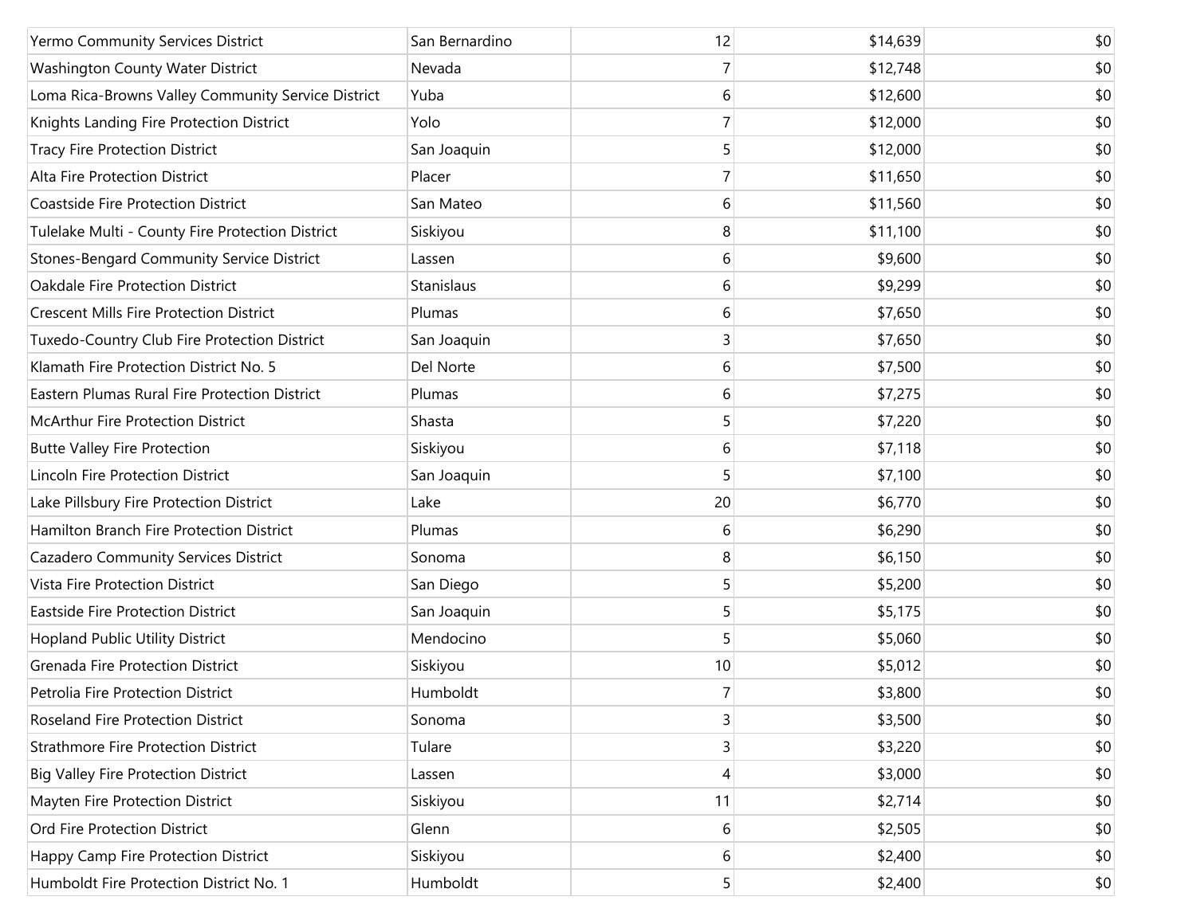| | | | | |
|---|---|---|---|---|
| Yermo Community Services District | San Bernardino | 12 | $14,639 | $0 |
| Washington County Water District | Nevada | 7 | $12,748 | $0 |
| Loma Rica-Browns Valley Community Service District | Yuba | 6 | $12,600 | $0 |
| Knights Landing Fire Protection District | Yolo | 7 | $12,000 | $0 |
| Tracy Fire Protection District | San Joaquin | 5 | $12,000 | $0 |
| Alta Fire Protection District | Placer | 7 | $11,650 | $0 |
| Coastside Fire Protection District | San Mateo | 6 | $11,560 | $0 |
| Tulelake Multi - County Fire Protection District | Siskiyou | 8 | $11,100 | $0 |
| Stones-Bengard Community Service District | Lassen | 6 | $9,600 | $0 |
| Oakdale Fire Protection District | Stanislaus | 6 | $9,299 | $0 |
| Crescent Mills Fire Protection District | Plumas | 6 | $7,650 | $0 |
| Tuxedo-Country Club Fire Protection District | San Joaquin | 3 | $7,650 | $0 |
| Klamath Fire Protection District No. 5 | Del Norte | 6 | $7,500 | $0 |
| Eastern Plumas Rural Fire Protection District | Plumas | 6 | $7,275 | $0 |
| McArthur Fire Protection District | Shasta | 5 | $7,220 | $0 |
| Butte Valley Fire Protection | Siskiyou | 6 | $7,118 | $0 |
| Lincoln Fire Protection District | San Joaquin | 5 | $7,100 | $0 |
| Lake Pillsbury Fire Protection District | Lake | 20 | $6,770 | $0 |
| Hamilton Branch Fire Protection District | Plumas | 6 | $6,290 | $0 |
| Cazadero Community Services District | Sonoma | 8 | $6,150 | $0 |
| Vista Fire Protection District | San Diego | 5 | $5,200 | $0 |
| Eastside Fire Protection District | San Joaquin | 5 | $5,175 | $0 |
| Hopland Public Utility District | Mendocino | 5 | $5,060 | $0 |
| Grenada Fire Protection District | Siskiyou | 10 | $5,012 | $0 |
| Petrolia Fire Protection District | Humboldt | 7 | $3,800 | $0 |
| Roseland Fire Protection District | Sonoma | 3 | $3,500 | $0 |
| Strathmore Fire Protection District | Tulare | 3 | $3,220 | $0 |
| Big Valley Fire Protection District | Lassen | 4 | $3,000 | $0 |
| Mayten Fire Protection District | Siskiyou | 11 | $2,714 | $0 |
| Ord Fire Protection District | Glenn | 6 | $2,505 | $0 |
| Happy Camp Fire Protection District | Siskiyou | 6 | $2,400 | $0 |
| Humboldt Fire Protection District No. 1 | Humboldt | 5 | $2,400 | $0 |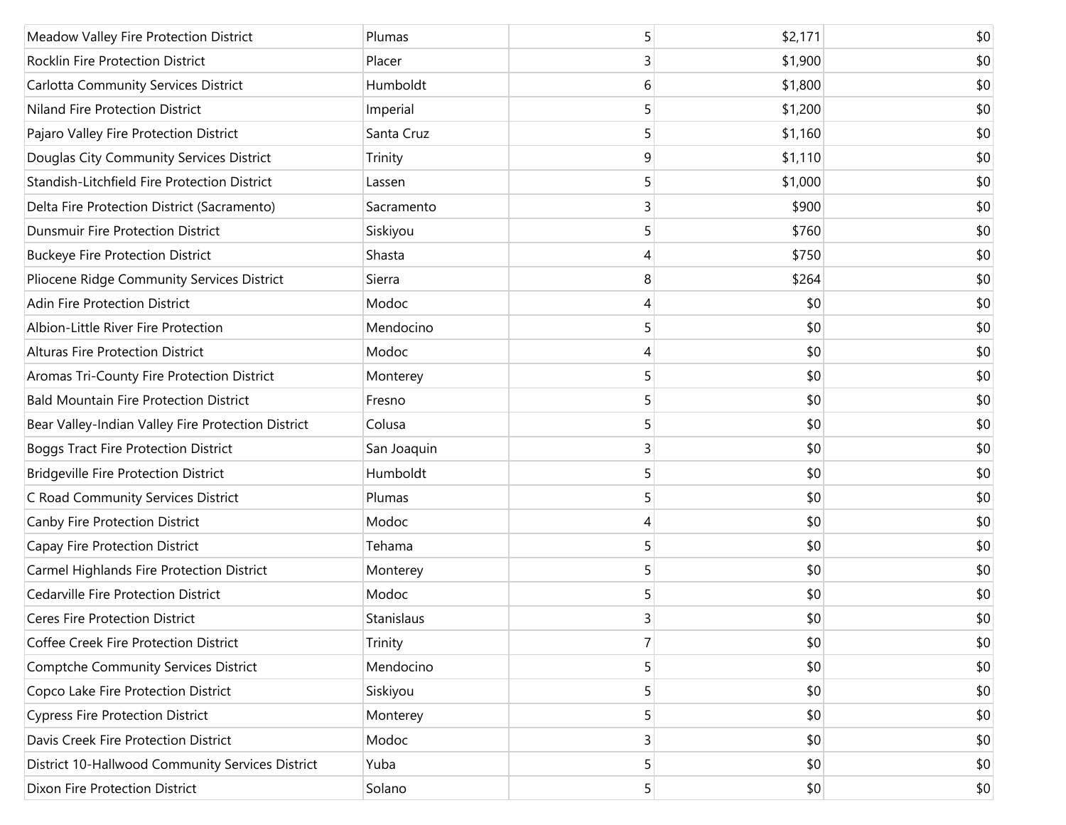| | | | | |
|---|---|---|---|---|
| Meadow Valley Fire Protection District | Plumas | 5 | $2,171 | $0 |
| Rocklin Fire Protection District | Placer | 3 | $1,900 | $0 |
| Carlotta Community Services District | Humboldt | 6 | $1,800 | $0 |
| Niland Fire Protection District | Imperial | 5 | $1,200 | $0 |
| Pajaro Valley Fire Protection District | Santa Cruz | 5 | $1,160 | $0 |
| Douglas City Community Services District | Trinity | 9 | $1,110 | $0 |
| Standish-Litchfield Fire Protection District | Lassen | 5 | $1,000 | $0 |
| Delta Fire Protection District (Sacramento) | Sacramento | 3 | $900 | $0 |
| Dunsmuir Fire Protection District | Siskiyou | 5 | $760 | $0 |
| Buckeye Fire Protection District | Shasta | 4 | $750 | $0 |
| Pliocene Ridge Community Services District | Sierra | 8 | $264 | $0 |
| Adin Fire Protection District | Modoc | 4 | $0 | $0 |
| Albion-Little River Fire Protection | Mendocino | 5 | $0 | $0 |
| Alturas Fire Protection District | Modoc | 4 | $0 | $0 |
| Aromas Tri-County Fire Protection District | Monterey | 5 | $0 | $0 |
| Bald Mountain Fire Protection District | Fresno | 5 | $0 | $0 |
| Bear Valley-Indian Valley Fire Protection District | Colusa | 5 | $0 | $0 |
| Boggs Tract Fire Protection District | San Joaquin | 3 | $0 | $0 |
| Bridgeville Fire Protection District | Humboldt | 5 | $0 | $0 |
| C Road Community Services District | Plumas | 5 | $0 | $0 |
| Canby Fire Protection District | Modoc | 4 | $0 | $0 |
| Capay Fire Protection District | Tehama | 5 | $0 | $0 |
| Carmel Highlands Fire Protection District | Monterey | 5 | $0 | $0 |
| Cedarville Fire Protection District | Modoc | 5 | $0 | $0 |
| Ceres Fire Protection District | Stanislaus | 3 | $0 | $0 |
| Coffee Creek Fire Protection District | Trinity | 7 | $0 | $0 |
| Comptche Community Services District | Mendocino | 5 | $0 | $0 |
| Copco Lake Fire Protection District | Siskiyou | 5 | $0 | $0 |
| Cypress Fire Protection District | Monterey | 5 | $0 | $0 |
| Davis Creek Fire Protection District | Modoc | 3 | $0 | $0 |
| District 10-Hallwood Community Services District | Yuba | 5 | $0 | $0 |
| Dixon Fire Protection District | Solano | 5 | $0 | $0 |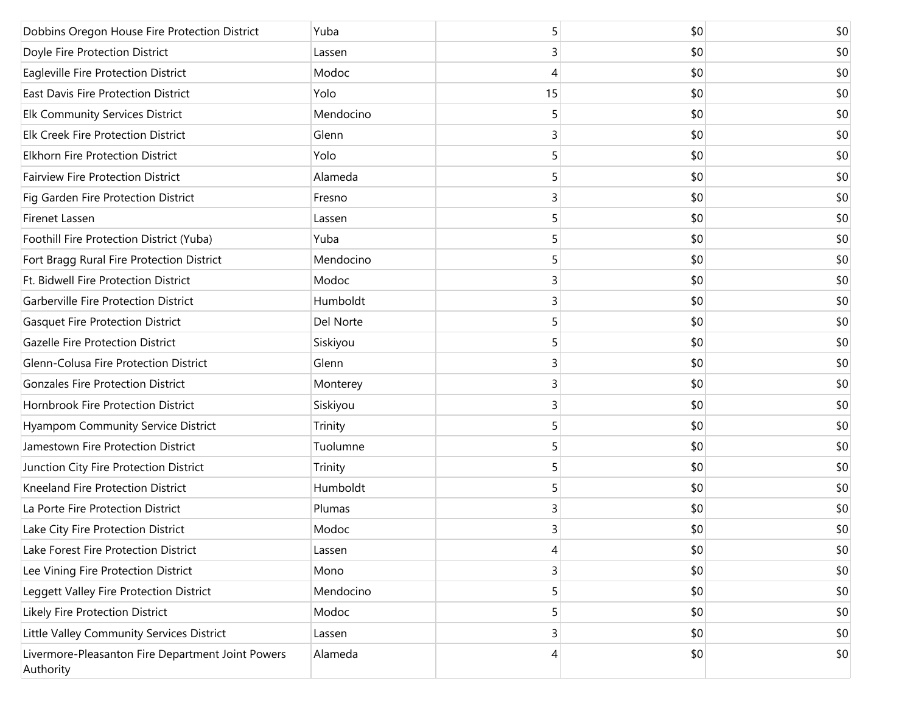| | | | | |
|---|---|---|---|---|
| Dobbins Oregon House Fire Protection District | Yuba | 5 | $0 | $0 |
| Doyle Fire Protection District | Lassen | 3 | $0 | $0 |
| Eagleville Fire Protection District | Modoc | 4 | $0 | $0 |
| East Davis Fire Protection District | Yolo | 15 | $0 | $0 |
| Elk Community Services District | Mendocino | 5 | $0 | $0 |
| Elk Creek Fire Protection District | Glenn | 3 | $0 | $0 |
| Elkhorn Fire Protection District | Yolo | 5 | $0 | $0 |
| Fairview Fire Protection District | Alameda | 5 | $0 | $0 |
| Fig Garden Fire Protection District | Fresno | 3 | $0 | $0 |
| Firenet Lassen | Lassen | 5 | $0 | $0 |
| Foothill Fire Protection District (Yuba) | Yuba | 5 | $0 | $0 |
| Fort Bragg Rural Fire Protection District | Mendocino | 5 | $0 | $0 |
| Ft. Bidwell Fire Protection District | Modoc | 3 | $0 | $0 |
| Garberville Fire Protection District | Humboldt | 3 | $0 | $0 |
| Gasquet Fire Protection District | Del Norte | 5 | $0 | $0 |
| Gazelle Fire Protection District | Siskiyou | 5 | $0 | $0 |
| Glenn-Colusa Fire Protection District | Glenn | 3 | $0 | $0 |
| Gonzales Fire Protection District | Monterey | 3 | $0 | $0 |
| Hornbrook Fire Protection District | Siskiyou | 3 | $0 | $0 |
| Hyampom Community Service District | Trinity | 5 | $0 | $0 |
| Jamestown Fire Protection District | Tuolumne | 5 | $0 | $0 |
| Junction City Fire Protection District | Trinity | 5 | $0 | $0 |
| Kneeland Fire Protection District | Humboldt | 5 | $0 | $0 |
| La Porte Fire Protection District | Plumas | 3 | $0 | $0 |
| Lake City Fire Protection District | Modoc | 3 | $0 | $0 |
| Lake Forest Fire Protection District | Lassen | 4 | $0 | $0 |
| Lee Vining Fire Protection District | Mono | 3 | $0 | $0 |
| Leggett Valley Fire Protection District | Mendocino | 5 | $0 | $0 |
| Likely Fire Protection District | Modoc | 5 | $0 | $0 |
| Little Valley Community Services District | Lassen | 3 | $0 | $0 |
| Livermore-Pleasanton Fire Department Joint Powers Authority | Alameda | 4 | $0 | $0 |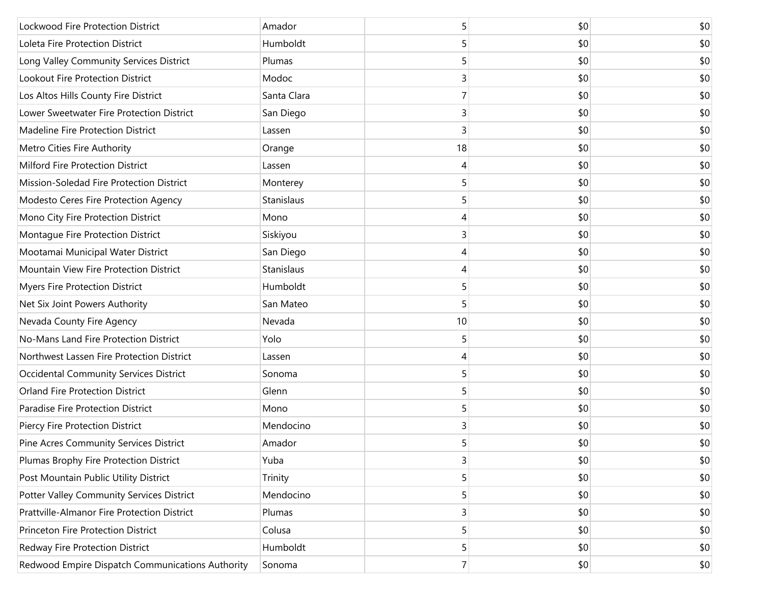| | | | | |
|---|---|---|---|---|
| Lockwood Fire Protection District | Amador | 5 | $0 | $0 |
| Loleta Fire Protection District | Humboldt | 5 | $0 | $0 |
| Long Valley Community Services District | Plumas | 5 | $0 | $0 |
| Lookout Fire Protection District | Modoc | 3 | $0 | $0 |
| Los Altos Hills County Fire District | Santa Clara | 7 | $0 | $0 |
| Lower Sweetwater Fire Protection District | San Diego | 3 | $0 | $0 |
| Madeline Fire Protection District | Lassen | 3 | $0 | $0 |
| Metro Cities Fire Authority | Orange | 18 | $0 | $0 |
| Milford Fire Protection District | Lassen | 4 | $0 | $0 |
| Mission-Soledad Fire Protection District | Monterey | 5 | $0 | $0 |
| Modesto Ceres Fire Protection Agency | Stanislaus | 5 | $0 | $0 |
| Mono City Fire Protection District | Mono | 4 | $0 | $0 |
| Montague Fire Protection District | Siskiyou | 3 | $0 | $0 |
| Mootamai Municipal Water District | San Diego | 4 | $0 | $0 |
| Mountain View Fire Protection District | Stanislaus | 4 | $0 | $0 |
| Myers Fire Protection District | Humboldt | 5 | $0 | $0 |
| Net Six Joint Powers Authority | San Mateo | 5 | $0 | $0 |
| Nevada County Fire Agency | Nevada | 10 | $0 | $0 |
| No-Mans Land Fire Protection District | Yolo | 5 | $0 | $0 |
| Northwest Lassen Fire Protection District | Lassen | 4 | $0 | $0 |
| Occidental Community Services District | Sonoma | 5 | $0 | $0 |
| Orland Fire Protection District | Glenn | 5 | $0 | $0 |
| Paradise Fire Protection District | Mono | 5 | $0 | $0 |
| Piercy Fire Protection District | Mendocino | 3 | $0 | $0 |
| Pine Acres Community Services District | Amador | 5 | $0 | $0 |
| Plumas Brophy Fire Protection District | Yuba | 3 | $0 | $0 |
| Post Mountain Public Utility District | Trinity | 5 | $0 | $0 |
| Potter Valley Community Services District | Mendocino | 5 | $0 | $0 |
| Prattville-Almanor Fire Protection District | Plumas | 3 | $0 | $0 |
| Princeton Fire Protection District | Colusa | 5 | $0 | $0 |
| Redway Fire Protection District | Humboldt | 5 | $0 | $0 |
| Redwood Empire Dispatch Communications Authority | Sonoma | 7 | $0 | $0 |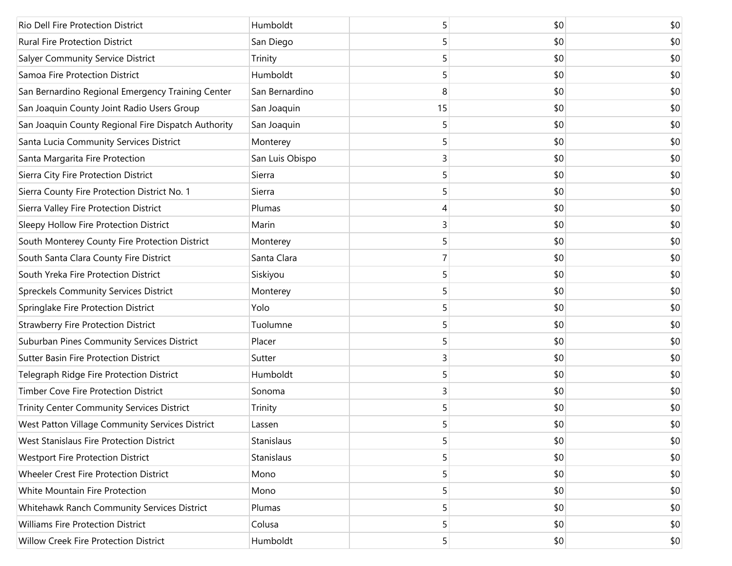| | | | | |
|---|---|---|---|---|
| Rio Dell Fire Protection District | Humboldt | 5 | $0 | $0 |
| Rural Fire Protection District | San Diego | 5 | $0 | $0 |
| Salyer Community Service District | Trinity | 5 | $0 | $0 |
| Samoa Fire Protection District | Humboldt | 5 | $0 | $0 |
| San Bernardino Regional Emergency Training Center | San Bernardino | 8 | $0 | $0 |
| San Joaquin County Joint Radio Users Group | San Joaquin | 15 | $0 | $0 |
| San Joaquin County Regional Fire Dispatch Authority | San Joaquin | 5 | $0 | $0 |
| Santa Lucia Community Services District | Monterey | 5 | $0 | $0 |
| Santa Margarita Fire Protection | San Luis Obispo | 3 | $0 | $0 |
| Sierra City Fire Protection District | Sierra | 5 | $0 | $0 |
| Sierra County Fire Protection District No. 1 | Sierra | 5 | $0 | $0 |
| Sierra Valley Fire Protection District | Plumas | 4 | $0 | $0 |
| Sleepy Hollow Fire Protection District | Marin | 3 | $0 | $0 |
| South Monterey County Fire Protection District | Monterey | 5 | $0 | $0 |
| South Santa Clara County Fire District | Santa Clara | 7 | $0 | $0 |
| South Yreka Fire Protection District | Siskiyou | 5 | $0 | $0 |
| Spreckels Community Services District | Monterey | 5 | $0 | $0 |
| Springlake Fire Protection District | Yolo | 5 | $0 | $0 |
| Strawberry Fire Protection District | Tuolumne | 5 | $0 | $0 |
| Suburban Pines Community Services District | Placer | 5 | $0 | $0 |
| Sutter Basin Fire Protection District | Sutter | 3 | $0 | $0 |
| Telegraph Ridge Fire Protection District | Humboldt | 5 | $0 | $0 |
| Timber Cove Fire Protection District | Sonoma | 3 | $0 | $0 |
| Trinity Center Community Services District | Trinity | 5 | $0 | $0 |
| West Patton Village Community Services District | Lassen | 5 | $0 | $0 |
| West Stanislaus Fire Protection District | Stanislaus | 5 | $0 | $0 |
| Westport Fire Protection District | Stanislaus | 5 | $0 | $0 |
| Wheeler Crest Fire Protection District | Mono | 5 | $0 | $0 |
| White Mountain Fire Protection | Mono | 5 | $0 | $0 |
| Whitehawk Ranch Community Services District | Plumas | 5 | $0 | $0 |
| Williams Fire Protection District | Colusa | 5 | $0 | $0 |
| Willow Creek Fire Protection District | Humboldt | 5 | $0 | $0 |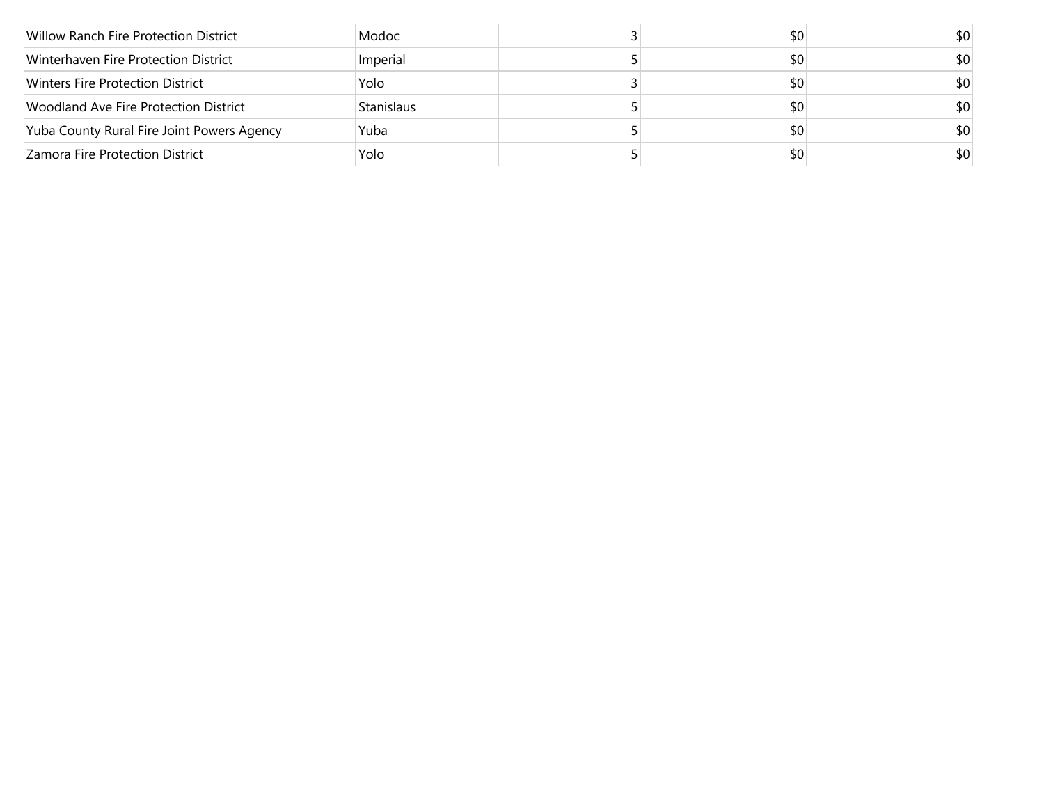| | | | | |
|---|---|---|---|---|
| Willow Ranch Fire Protection District | Modoc | 3 | $0 | $0 |
| Winterhaven Fire Protection District | Imperial | 5 | $0 | $0 |
| Winters Fire Protection District | Yolo | 3 | $0 | $0 |
| Woodland Ave Fire Protection District | Stanislaus | 5 | $0 | $0 |
| Yuba County Rural Fire Joint Powers Agency | Yuba | 5 | $0 | $0 |
| Zamora Fire Protection District | Yolo | 5 | $0 | $0 |